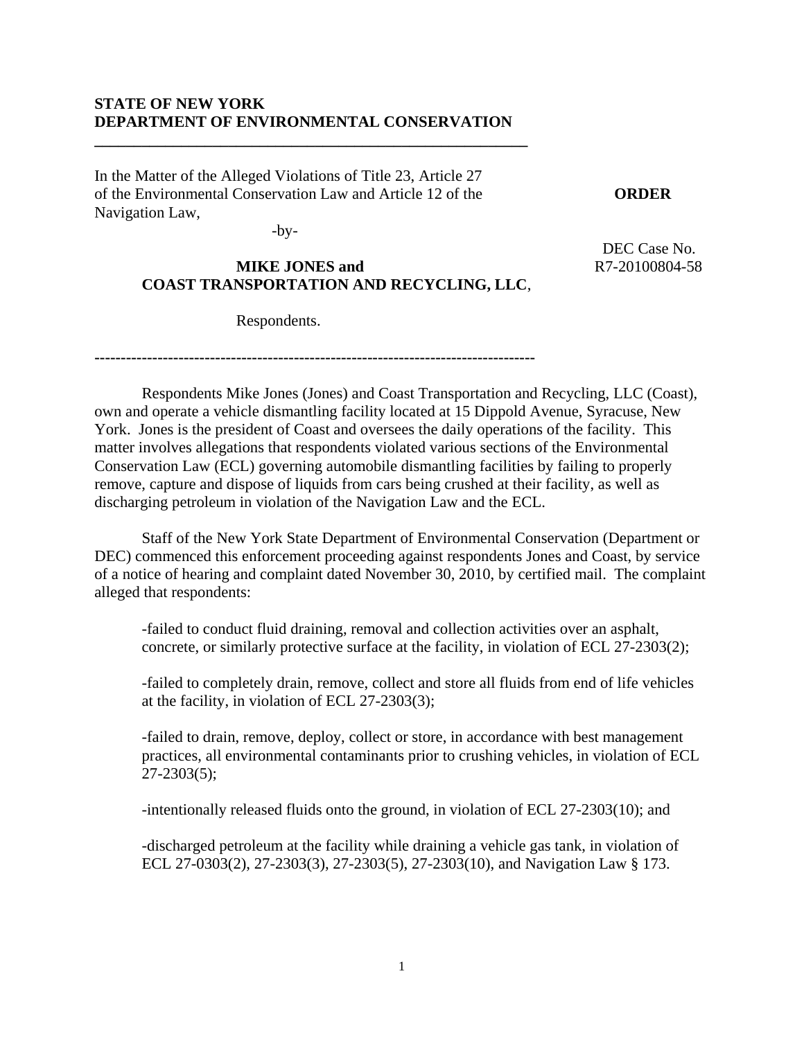**STATE OF NEW YORK**
**DEPARTMENT OF ENVIRONMENTAL CONSERVATION**

---

In the Matter of the Alleged Violations of Title 23, Article 27 of the Environmental Conservation Law and Article 12 of the Navigation Law,

-by-

**MIKE JONES and**
**COAST TRANSPORTATION AND RECYCLING, LLC**,

Respondents.

**ORDER**

DEC Case No.
R7-20100804-58

---

Respondents Mike Jones (Jones) and Coast Transportation and Recycling, LLC (Coast), own and operate a vehicle dismantling facility located at 15 Dippold Avenue, Syracuse, New York. Jones is the president of Coast and oversees the daily operations of the facility. This matter involves allegations that respondents violated various sections of the Environmental Conservation Law (ECL) governing automobile dismantling facilities by failing to properly remove, capture and dispose of liquids from cars being crushed at their facility, as well as discharging petroleum in violation of the Navigation Law and the ECL.

Staff of the New York State Department of Environmental Conservation (Department or DEC) commenced this enforcement proceeding against respondents Jones and Coast, by service of a notice of hearing and complaint dated November 30, 2010, by certified mail. The complaint alleged that respondents:

-failed to conduct fluid draining, removal and collection activities over an asphalt, concrete, or similarly protective surface at the facility, in violation of ECL 27-2303(2);

-failed to completely drain, remove, collect and store all fluids from end of life vehicles at the facility, in violation of ECL 27-2303(3);

-failed to drain, remove, deploy, collect or store, in accordance with best management practices, all environmental contaminants prior to crushing vehicles, in violation of ECL 27-2303(5);

-intentionally released fluids onto the ground, in violation of ECL 27-2303(10); and

-discharged petroleum at the facility while draining a vehicle gas tank, in violation of ECL 27-0303(2), 27-2303(3), 27-2303(5), 27-2303(10), and Navigation Law § 173.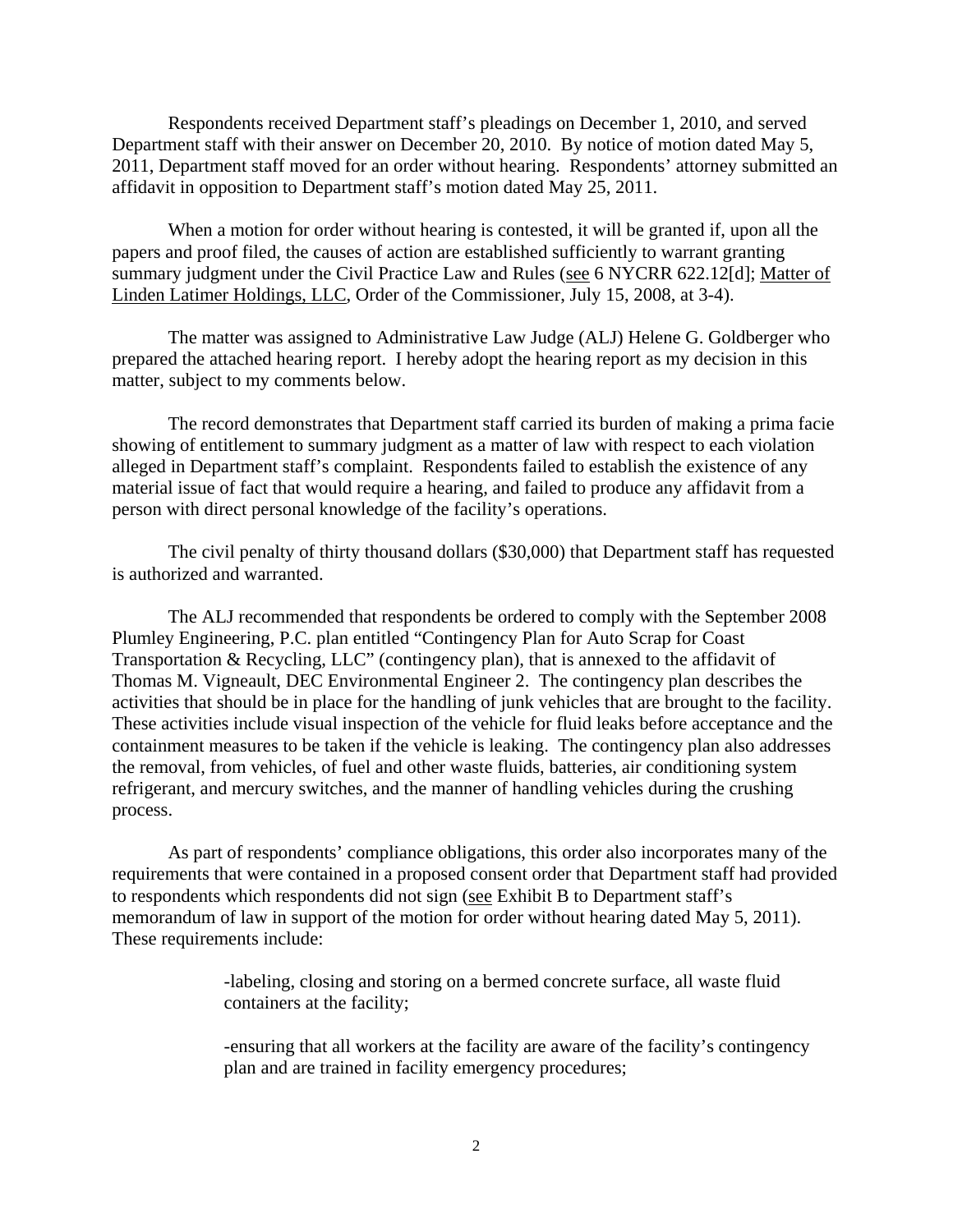Respondents received Department staff's pleadings on December 1, 2010, and served Department staff with their answer on December 20, 2010. By notice of motion dated May 5, 2011, Department staff moved for an order without hearing. Respondents' attorney submitted an affidavit in opposition to Department staff's motion dated May 25, 2011.

When a motion for order without hearing is contested, it will be granted if, upon all the papers and proof filed, the causes of action are established sufficiently to warrant granting summary judgment under the Civil Practice Law and Rules (see 6 NYCRR 622.12[d]; Matter of Linden Latimer Holdings, LLC, Order of the Commissioner, July 15, 2008, at 3-4).

The matter was assigned to Administrative Law Judge (ALJ) Helene G. Goldberger who prepared the attached hearing report. I hereby adopt the hearing report as my decision in this matter, subject to my comments below.

The record demonstrates that Department staff carried its burden of making a prima facie showing of entitlement to summary judgment as a matter of law with respect to each violation alleged in Department staff's complaint. Respondents failed to establish the existence of any material issue of fact that would require a hearing, and failed to produce any affidavit from a person with direct personal knowledge of the facility's operations.

The civil penalty of thirty thousand dollars ($30,000) that Department staff has requested is authorized and warranted.

The ALJ recommended that respondents be ordered to comply with the September 2008 Plumley Engineering, P.C. plan entitled "Contingency Plan for Auto Scrap for Coast Transportation & Recycling, LLC" (contingency plan), that is annexed to the affidavit of Thomas M. Vigneault, DEC Environmental Engineer 2. The contingency plan describes the activities that should be in place for the handling of junk vehicles that are brought to the facility. These activities include visual inspection of the vehicle for fluid leaks before acceptance and the containment measures to be taken if the vehicle is leaking. The contingency plan also addresses the removal, from vehicles, of fuel and other waste fluids, batteries, air conditioning system refrigerant, and mercury switches, and the manner of handling vehicles during the crushing process.

As part of respondents' compliance obligations, this order also incorporates many of the requirements that were contained in a proposed consent order that Department staff had provided to respondents which respondents did not sign (see Exhibit B to Department staff's memorandum of law in support of the motion for order without hearing dated May 5, 2011). These requirements include:

> -labeling, closing and storing on a bermed concrete surface, all waste fluid containers at the facility;
>
> -ensuring that all workers at the facility are aware of the facility's contingency plan and are trained in facility emergency procedures;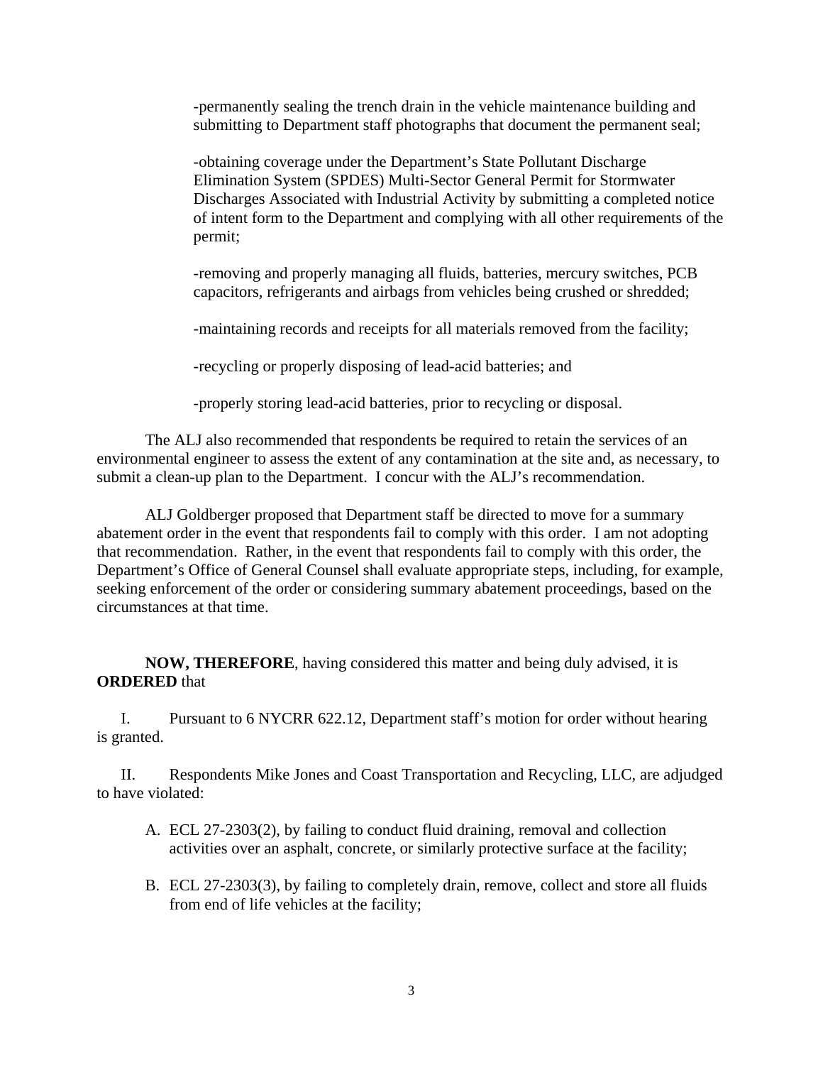-permanently sealing the trench drain in the vehicle maintenance building and submitting to Department staff photographs that document the permanent seal;

-obtaining coverage under the Department's State Pollutant Discharge Elimination System (SPDES) Multi-Sector General Permit for Stormwater Discharges Associated with Industrial Activity by submitting a completed notice of intent form to the Department and complying with all other requirements of the permit;

-removing and properly managing all fluids, batteries, mercury switches, PCB capacitors, refrigerants and airbags from vehicles being crushed or shredded;

-maintaining records and receipts for all materials removed from the facility;

-recycling or properly disposing of lead-acid batteries; and

-properly storing lead-acid batteries, prior to recycling or disposal.

The ALJ also recommended that respondents be required to retain the services of an environmental engineer to assess the extent of any contamination at the site and, as necessary, to submit a clean-up plan to the Department. I concur with the ALJ's recommendation.

ALJ Goldberger proposed that Department staff be directed to move for a summary abatement order in the event that respondents fail to comply with this order. I am not adopting that recommendation. Rather, in the event that respondents fail to comply with this order, the Department's Office of General Counsel shall evaluate appropriate steps, including, for example, seeking enforcement of the order or considering summary abatement proceedings, based on the circumstances at that time.

**NOW, THEREFORE**, having considered this matter and being duly advised, it is **ORDERED** that

I. Pursuant to 6 NYCRR 622.12, Department staff's motion for order without hearing is granted.

II. Respondents Mike Jones and Coast Transportation and Recycling, LLC, are adjudged to have violated:

A. ECL 27-2303(2), by failing to conduct fluid draining, removal and collection activities over an asphalt, concrete, or similarly protective surface at the facility;

B. ECL 27-2303(3), by failing to completely drain, remove, collect and store all fluids from end of life vehicles at the facility;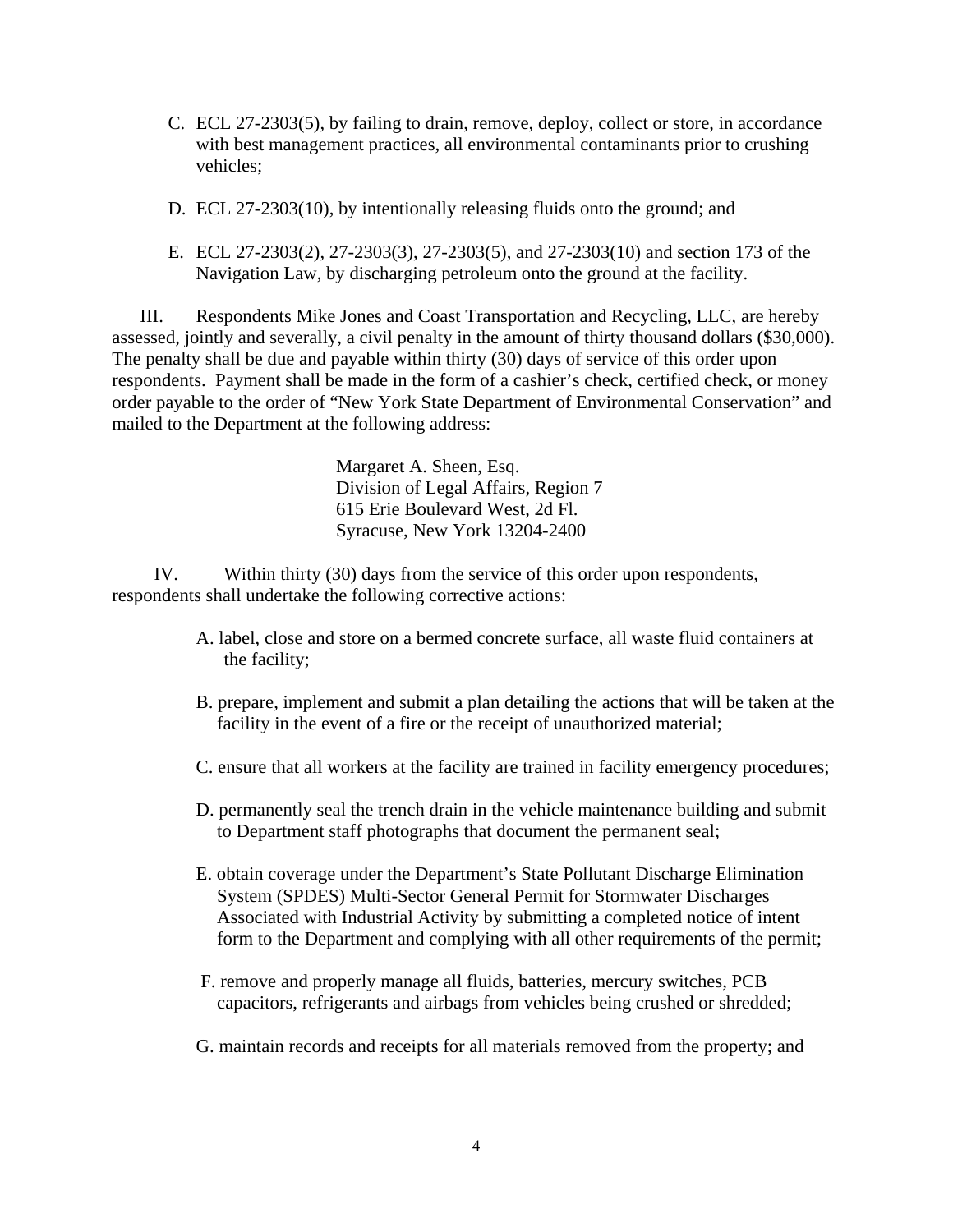C. ECL 27-2303(5), by failing to drain, remove, deploy, collect or store, in accordance with best management practices, all environmental contaminants prior to crushing vehicles;

D. ECL 27-2303(10), by intentionally releasing fluids onto the ground; and

E. ECL 27-2303(2), 27-2303(3), 27-2303(5), and 27-2303(10) and section 173 of the Navigation Law, by discharging petroleum onto the ground at the facility.

III. Respondents Mike Jones and Coast Transportation and Recycling, LLC, are hereby assessed, jointly and severally, a civil penalty in the amount of thirty thousand dollars ($30,000). The penalty shall be due and payable within thirty (30) days of service of this order upon respondents. Payment shall be made in the form of a cashier's check, certified check, or money order payable to the order of "New York State Department of Environmental Conservation" and mailed to the Department at the following address:

> Margaret A. Sheen, Esq.
> Division of Legal Affairs, Region 7
> 615 Erie Boulevard West, 2d Fl.
> Syracuse, New York 13204-2400

IV. Within thirty (30) days from the service of this order upon respondents, respondents shall undertake the following corrective actions:

A. label, close and store on a bermed concrete surface, all waste fluid containers at the facility;

B. prepare, implement and submit a plan detailing the actions that will be taken at the facility in the event of a fire or the receipt of unauthorized material;

C. ensure that all workers at the facility are trained in facility emergency procedures;

D. permanently seal the trench drain in the vehicle maintenance building and submit to Department staff photographs that document the permanent seal;

E. obtain coverage under the Department's State Pollutant Discharge Elimination System (SPDES) Multi-Sector General Permit for Stormwater Discharges Associated with Industrial Activity by submitting a completed notice of intent form to the Department and complying with all other requirements of the permit;

F. remove and properly manage all fluids, batteries, mercury switches, PCB capacitors, refrigerants and airbags from vehicles being crushed or shredded;

G. maintain records and receipts for all materials removed from the property; and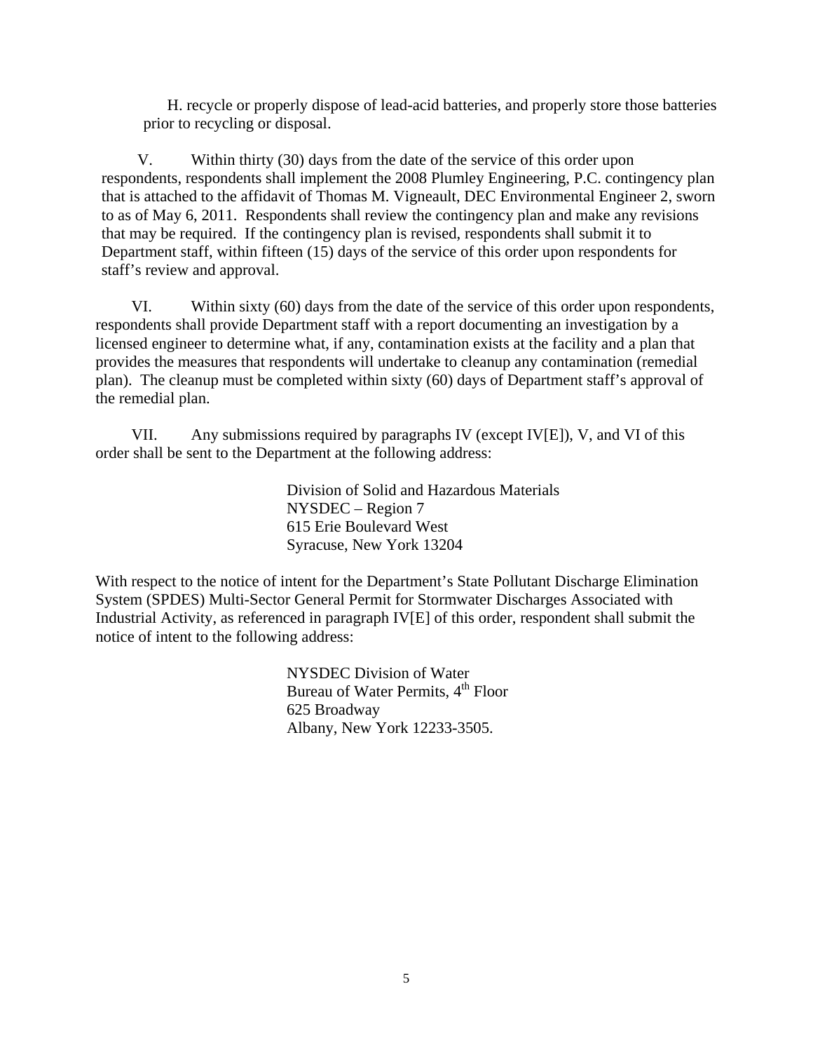H. recycle or properly dispose of lead-acid batteries, and properly store those batteries prior to recycling or disposal.

V. Within thirty (30) days from the date of the service of this order upon respondents, respondents shall implement the 2008 Plumley Engineering, P.C. contingency plan that is attached to the affidavit of Thomas M. Vigneault, DEC Environmental Engineer 2, sworn to as of May 6, 2011. Respondents shall review the contingency plan and make any revisions that may be required. If the contingency plan is revised, respondents shall submit it to Department staff, within fifteen (15) days of the service of this order upon respondents for staff's review and approval.

VI. Within sixty (60) days from the date of the service of this order upon respondents, respondents shall provide Department staff with a report documenting an investigation by a licensed engineer to determine what, if any, contamination exists at the facility and a plan that provides the measures that respondents will undertake to cleanup any contamination (remedial plan). The cleanup must be completed within sixty (60) days of Department staff's approval of the remedial plan.

VII. Any submissions required by paragraphs IV (except IV[E]), V, and VI of this order shall be sent to the Department at the following address:

Division of Solid and Hazardous Materials
NYSDEC – Region 7
615 Erie Boulevard West
Syracuse, New York 13204

With respect to the notice of intent for the Department's State Pollutant Discharge Elimination System (SPDES) Multi-Sector General Permit for Stormwater Discharges Associated with Industrial Activity, as referenced in paragraph IV[E] of this order, respondent shall submit the notice of intent to the following address:

NYSDEC Division of Water
Bureau of Water Permits, 4th Floor
625 Broadway
Albany, New York 12233-3505.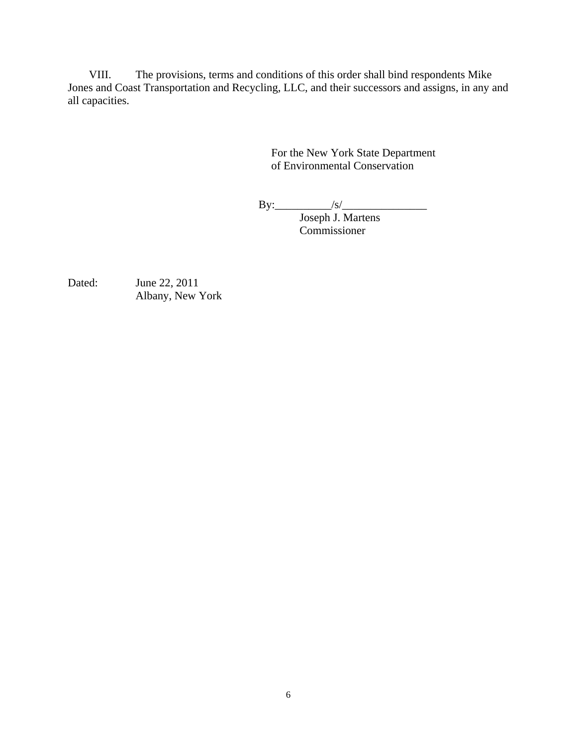VIII. The provisions, terms and conditions of this order shall bind respondents Mike Jones and Coast Transportation and Recycling, LLC, and their successors and assigns, in any and all capacities.

For the New York State Department of Environmental Conservation

By:__________/s/_______________
Joseph J. Martens
Commissioner

Dated: June 22, 2011
Albany, New York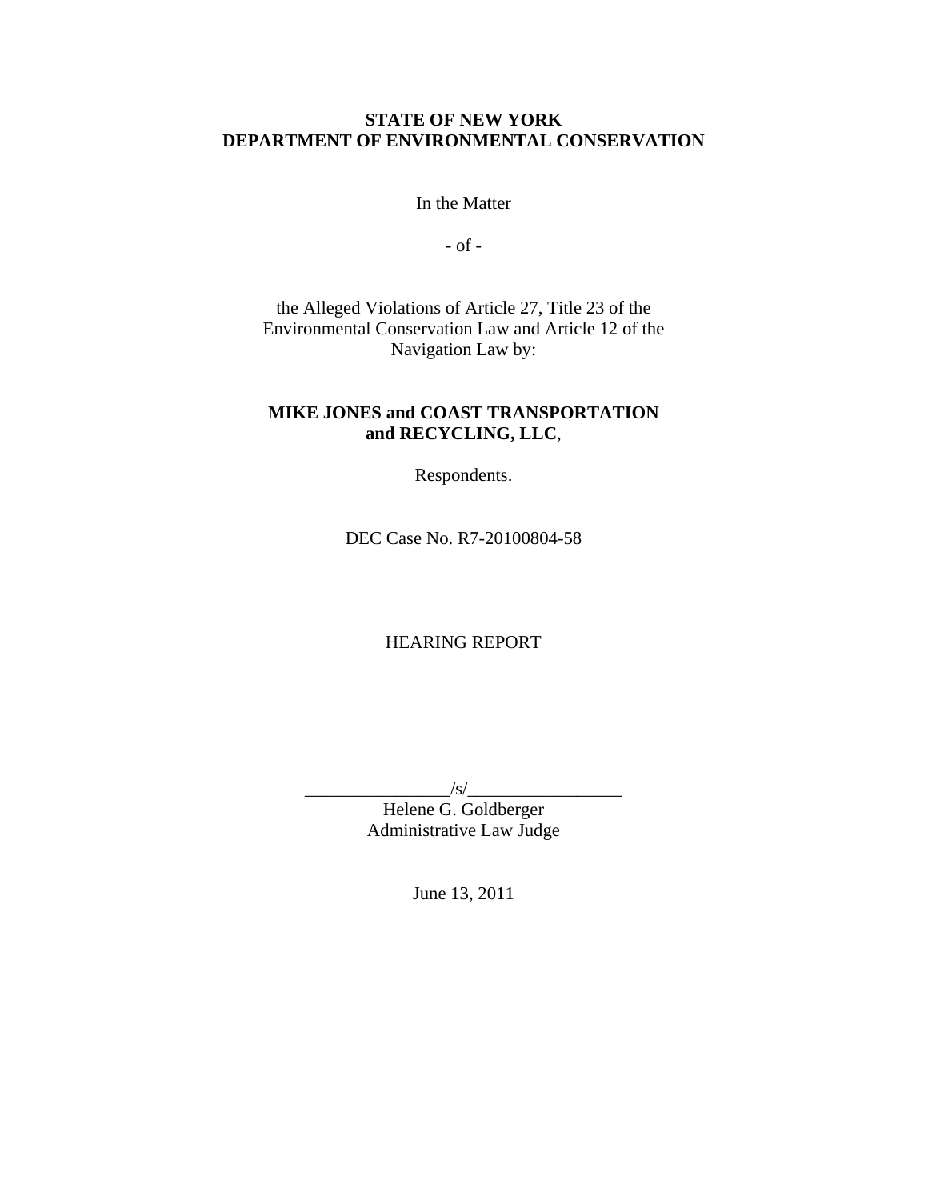**STATE OF NEW YORK**
**DEPARTMENT OF ENVIRONMENTAL CONSERVATION**

In the Matter

- of -

the Alleged Violations of Article 27, Title 23 of the Environmental Conservation Law and Article 12 of the Navigation Law by:

**MIKE JONES and COAST TRANSPORTATION and RECYCLING, LLC**,

Respondents.

DEC Case No. R7-20100804-58

HEARING REPORT

________________/s/_________________
Helene G. Goldberger
Administrative Law Judge

June 13, 2011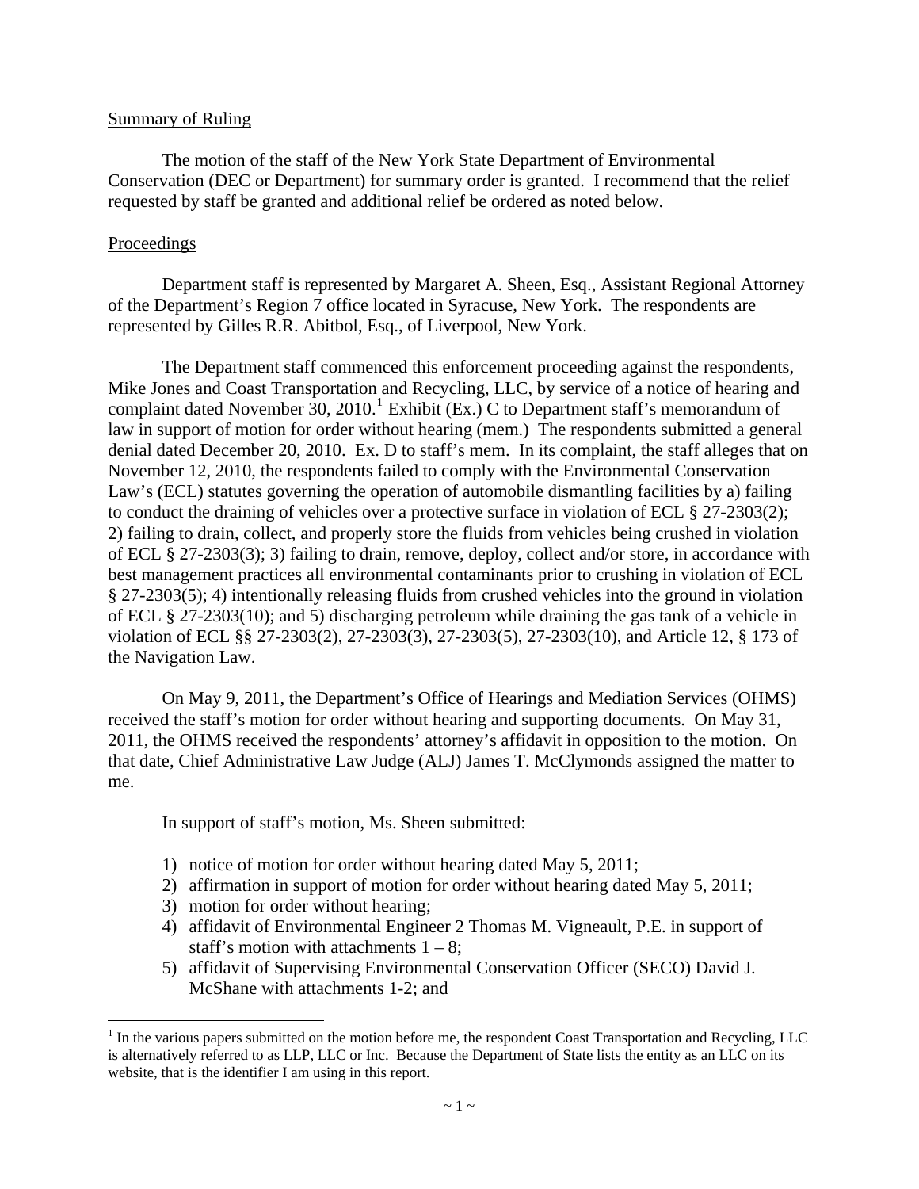Summary of Ruling

The motion of the staff of the New York State Department of Environmental Conservation (DEC or Department) for summary order is granted. I recommend that the relief requested by staff be granted and additional relief be ordered as noted below.

Proceedings

Department staff is represented by Margaret A. Sheen, Esq., Assistant Regional Attorney of the Department's Region 7 office located in Syracuse, New York. The respondents are represented by Gilles R.R. Abitbol, Esq., of Liverpool, New York.

The Department staff commenced this enforcement proceeding against the respondents, Mike Jones and Coast Transportation and Recycling, LLC, by service of a notice of hearing and complaint dated November 30, 2010.[1] Exhibit (Ex.) C to Department staff's memorandum of law in support of motion for order without hearing (mem.) The respondents submitted a general denial dated December 20, 2010. Ex. D to staff's mem. In its complaint, the staff alleges that on November 12, 2010, the respondents failed to comply with the Environmental Conservation Law's (ECL) statutes governing the operation of automobile dismantling facilities by a) failing to conduct the draining of vehicles over a protective surface in violation of ECL § 27-2303(2); 2) failing to drain, collect, and properly store the fluids from vehicles being crushed in violation of ECL § 27-2303(3); 3) failing to drain, remove, deploy, collect and/or store, in accordance with best management practices all environmental contaminants prior to crushing in violation of ECL § 27-2303(5); 4) intentionally releasing fluids from crushed vehicles into the ground in violation of ECL § 27-2303(10); and 5) discharging petroleum while draining the gas tank of a vehicle in violation of ECL §§ 27-2303(2), 27-2303(3), 27-2303(5), 27-2303(10), and Article 12, § 173 of the Navigation Law.

On May 9, 2011, the Department's Office of Hearings and Mediation Services (OHMS) received the staff's motion for order without hearing and supporting documents. On May 31, 2011, the OHMS received the respondents' attorney's affidavit in opposition to the motion. On that date, Chief Administrative Law Judge (ALJ) James T. McClymonds assigned the matter to me.

In support of staff's motion, Ms. Sheen submitted:

1) notice of motion for order without hearing dated May 5, 2011;
2) affirmation in support of motion for order without hearing dated May 5, 2011;
3) motion for order without hearing;
4) affidavit of Environmental Engineer 2 Thomas M. Vigneault, P.E. in support of staff's motion with attachments 1 – 8;
5) affidavit of Supervising Environmental Conservation Officer (SECO) David J. McShane with attachments 1-2; and

[1] In the various papers submitted on the motion before me, the respondent Coast Transportation and Recycling, LLC is alternatively referred to as LLP, LLC or Inc. Because the Department of State lists the entity as an LLC on its website, that is the identifier I am using in this report.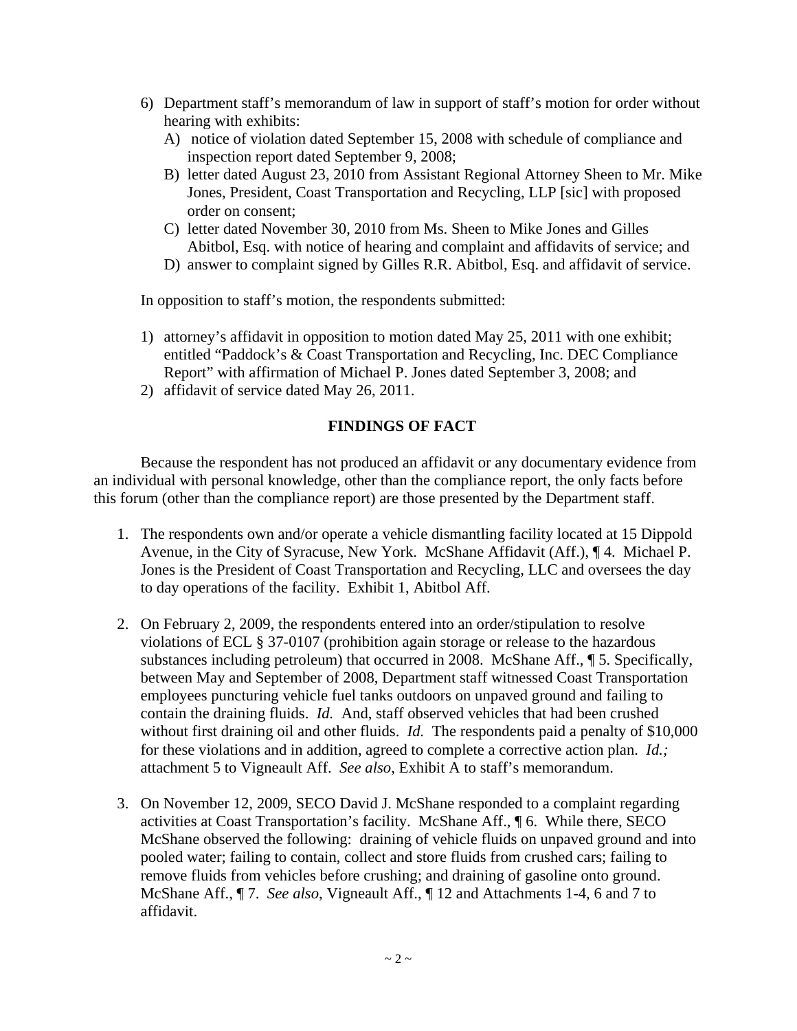6) Department staff's memorandum of law in support of staff's motion for order without hearing with exhibits:
   A) notice of violation dated September 15, 2008 with schedule of compliance and inspection report dated September 9, 2008;
   B) letter dated August 23, 2010 from Assistant Regional Attorney Sheen to Mr. Mike Jones, President, Coast Transportation and Recycling, LLP [sic] with proposed order on consent;
   C) letter dated November 30, 2010 from Ms. Sheen to Mike Jones and Gilles Abitbol, Esq. with notice of hearing and complaint and affidavits of service; and
   D) answer to complaint signed by Gilles R.R. Abitbol, Esq. and affidavit of service.

In opposition to staff's motion, the respondents submitted:

1) attorney's affidavit in opposition to motion dated May 25, 2011 with one exhibit; entitled "Paddock's & Coast Transportation and Recycling, Inc. DEC Compliance Report" with affirmation of Michael P. Jones dated September 3, 2008; and
2) affidavit of service dated May 26, 2011.

**FINDINGS OF FACT**

Because the respondent has not produced an affidavit or any documentary evidence from an individual with personal knowledge, other than the compliance report, the only facts before this forum (other than the compliance report) are those presented by the Department staff.

1. The respondents own and/or operate a vehicle dismantling facility located at 15 Dippold Avenue, in the City of Syracuse, New York. McShane Affidavit (Aff.), ¶ 4. Michael P. Jones is the President of Coast Transportation and Recycling, LLC and oversees the day to day operations of the facility. Exhibit 1, Abitbol Aff.

2. On February 2, 2009, the respondents entered into an order/stipulation to resolve violations of ECL § 37-0107 (prohibition again storage or release to the hazardous substances including petroleum) that occurred in 2008. McShane Aff., ¶ 5. Specifically, between May and September of 2008, Department staff witnessed Coast Transportation employees puncturing vehicle fuel tanks outdoors on unpaved ground and failing to contain the draining fluids. *Id.* And, staff observed vehicles that had been crushed without first draining oil and other fluids. *Id.* The respondents paid a penalty of $10,000 for these violations and in addition, agreed to complete a corrective action plan. *Id.;* attachment 5 to Vigneault Aff. *See also*, Exhibit A to staff's memorandum.

3. On November 12, 2009, SECO David J. McShane responded to a complaint regarding activities at Coast Transportation's facility. McShane Aff., ¶ 6. While there, SECO McShane observed the following: draining of vehicle fluids on unpaved ground and into pooled water; failing to contain, collect and store fluids from crushed cars; failing to remove fluids from vehicles before crushing; and draining of gasoline onto ground. McShane Aff., ¶ 7. *See also*, Vigneault Aff., ¶ 12 and Attachments 1-4, 6 and 7 to affidavit.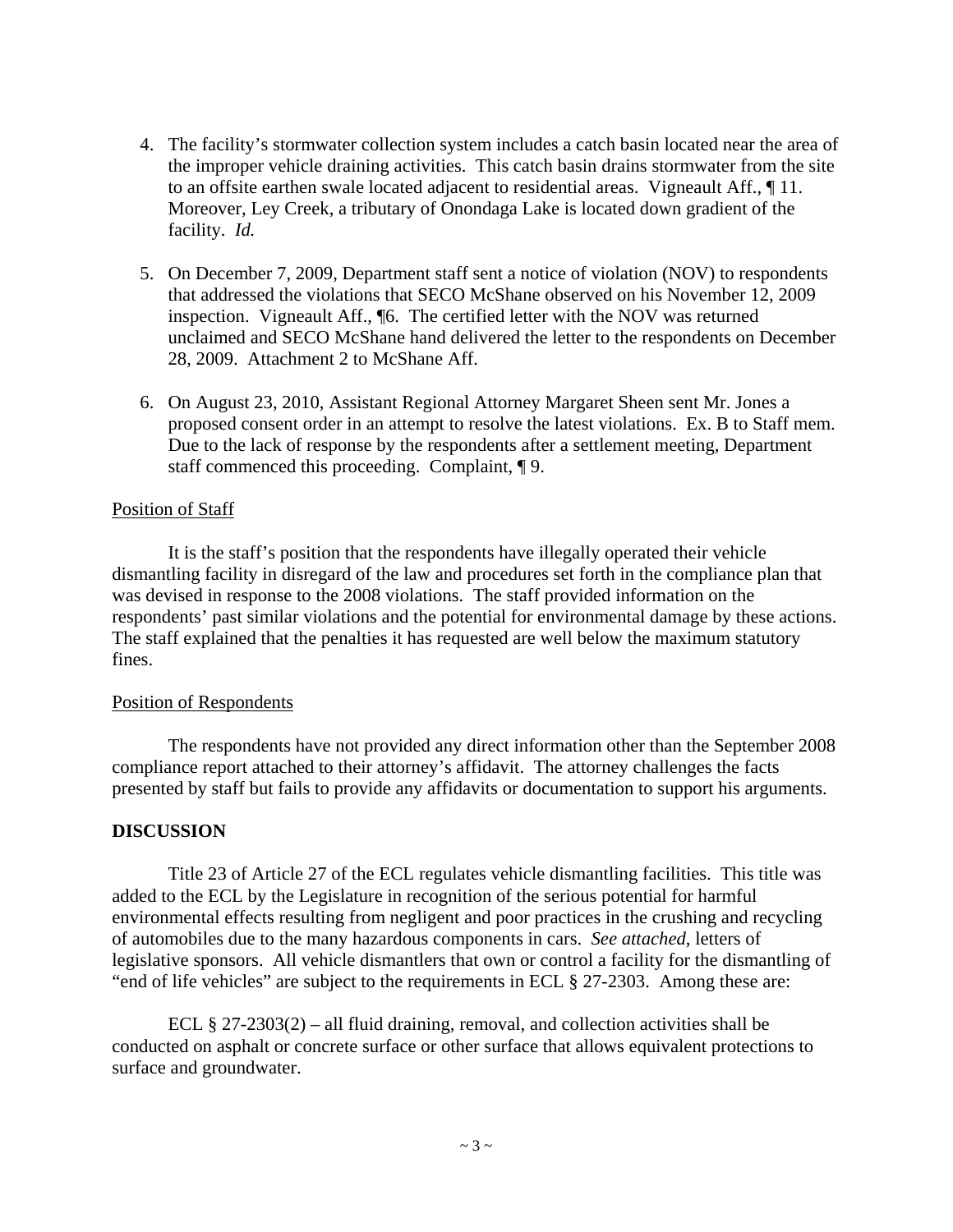4. The facility's stormwater collection system includes a catch basin located near the area of the improper vehicle draining activities. This catch basin drains stormwater from the site to an offsite earthen swale located adjacent to residential areas. Vigneault Aff., ¶ 11. Moreover, Ley Creek, a tributary of Onondaga Lake is located down gradient of the facility. *Id.*

5. On December 7, 2009, Department staff sent a notice of violation (NOV) to respondents that addressed the violations that SECO McShane observed on his November 12, 2009 inspection. Vigneault Aff., ¶6. The certified letter with the NOV was returned unclaimed and SECO McShane hand delivered the letter to the respondents on December 28, 2009. Attachment 2 to McShane Aff.

6. On August 23, 2010, Assistant Regional Attorney Margaret Sheen sent Mr. Jones a proposed consent order in an attempt to resolve the latest violations. Ex. B to Staff mem. Due to the lack of response by the respondents after a settlement meeting, Department staff commenced this proceeding. Complaint, ¶ 9.

Position of Staff

It is the staff's position that the respondents have illegally operated their vehicle dismantling facility in disregard of the law and procedures set forth in the compliance plan that was devised in response to the 2008 violations. The staff provided information on the respondents' past similar violations and the potential for environmental damage by these actions. The staff explained that the penalties it has requested are well below the maximum statutory fines.

Position of Respondents

The respondents have not provided any direct information other than the September 2008 compliance report attached to their attorney's affidavit. The attorney challenges the facts presented by staff but fails to provide any affidavits or documentation to support his arguments.

**DISCUSSION**

Title 23 of Article 27 of the ECL regulates vehicle dismantling facilities. This title was added to the ECL by the Legislature in recognition of the serious potential for harmful environmental effects resulting from negligent and poor practices in the crushing and recycling of automobiles due to the many hazardous components in cars. *See attached*, letters of legislative sponsors. All vehicle dismantlers that own or control a facility for the dismantling of "end of life vehicles" are subject to the requirements in ECL § 27-2303. Among these are:

ECL § 27-2303(2) – all fluid draining, removal, and collection activities shall be conducted on asphalt or concrete surface or other surface that allows equivalent protections to surface and groundwater.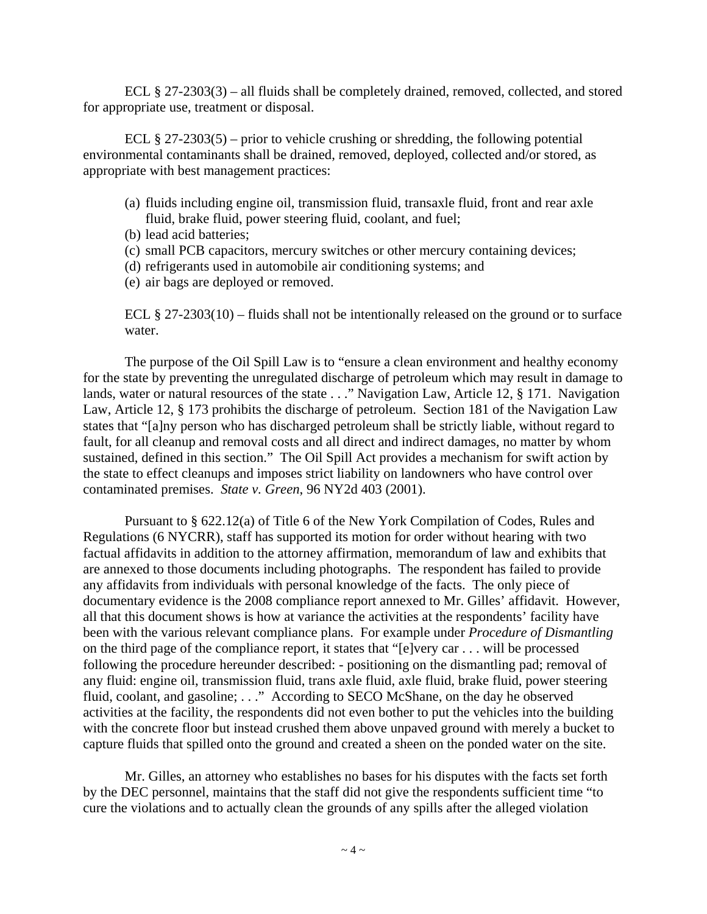ECL § 27-2303(3) – all fluids shall be completely drained, removed, collected, and stored for appropriate use, treatment or disposal.

ECL § 27-2303(5) – prior to vehicle crushing or shredding, the following potential environmental contaminants shall be drained, removed, deployed, collected and/or stored, as appropriate with best management practices:

(a) fluids including engine oil, transmission fluid, transaxle fluid, front and rear axle fluid, brake fluid, power steering fluid, coolant, and fuel;
(b) lead acid batteries;
(c) small PCB capacitors, mercury switches or other mercury containing devices;
(d) refrigerants used in automobile air conditioning systems; and
(e) air bags are deployed or removed.

ECL § 27-2303(10) – fluids shall not be intentionally released on the ground or to surface water.

The purpose of the Oil Spill Law is to "ensure a clean environment and healthy economy for the state by preventing the unregulated discharge of petroleum which may result in damage to lands, water or natural resources of the state . . ." Navigation Law, Article 12, § 171. Navigation Law, Article 12, § 173 prohibits the discharge of petroleum. Section 181 of the Navigation Law states that "[a]ny person who has discharged petroleum shall be strictly liable, without regard to fault, for all cleanup and removal costs and all direct and indirect damages, no matter by whom sustained, defined in this section." The Oil Spill Act provides a mechanism for swift action by the state to effect cleanups and imposes strict liability on landowners who have control over contaminated premises. *State v. Green*, 96 NY2d 403 (2001).

Pursuant to § 622.12(a) of Title 6 of the New York Compilation of Codes, Rules and Regulations (6 NYCRR), staff has supported its motion for order without hearing with two factual affidavits in addition to the attorney affirmation, memorandum of law and exhibits that are annexed to those documents including photographs. The respondent has failed to provide any affidavits from individuals with personal knowledge of the facts. The only piece of documentary evidence is the 2008 compliance report annexed to Mr. Gilles' affidavit. However, all that this document shows is how at variance the activities at the respondents' facility have been with the various relevant compliance plans. For example under *Procedure of Dismantling* on the third page of the compliance report, it states that "[e]very car . . . will be processed following the procedure hereunder described: - positioning on the dismantling pad; removal of any fluid: engine oil, transmission fluid, trans axle fluid, axle fluid, brake fluid, power steering fluid, coolant, and gasoline; . . ." According to SECO McShane, on the day he observed activities at the facility, the respondents did not even bother to put the vehicles into the building with the concrete floor but instead crushed them above unpaved ground with merely a bucket to capture fluids that spilled onto the ground and created a sheen on the ponded water on the site.

Mr. Gilles, an attorney who establishes no bases for his disputes with the facts set forth by the DEC personnel, maintains that the staff did not give the respondents sufficient time "to cure the violations and to actually clean the grounds of any spills after the alleged violation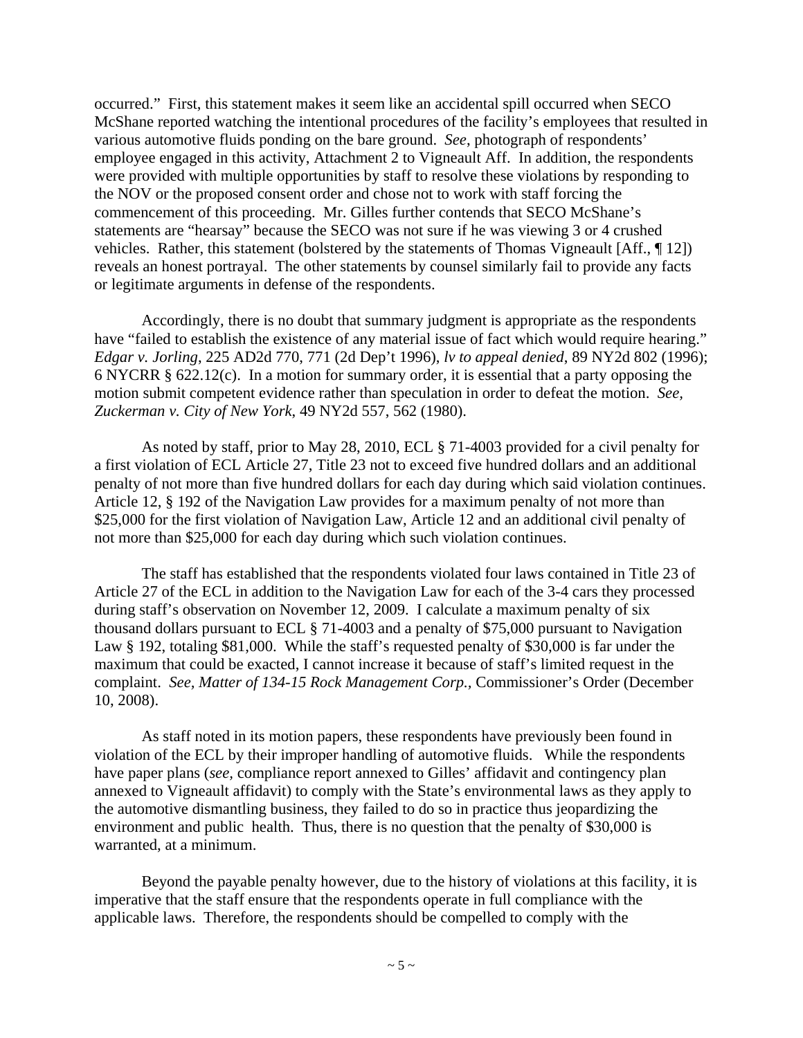occurred." First, this statement makes it seem like an accidental spill occurred when SECO McShane reported watching the intentional procedures of the facility's employees that resulted in various automotive fluids ponding on the bare ground. *See*, photograph of respondents' employee engaged in this activity, Attachment 2 to Vigneault Aff. In addition, the respondents were provided with multiple opportunities by staff to resolve these violations by responding to the NOV or the proposed consent order and chose not to work with staff forcing the commencement of this proceeding. Mr. Gilles further contends that SECO McShane's statements are "hearsay" because the SECO was not sure if he was viewing 3 or 4 crushed vehicles. Rather, this statement (bolstered by the statements of Thomas Vigneault [Aff., ¶ 12]) reveals an honest portrayal. The other statements by counsel similarly fail to provide any facts or legitimate arguments in defense of the respondents.

Accordingly, there is no doubt that summary judgment is appropriate as the respondents have "failed to establish the existence of any material issue of fact which would require hearing." *Edgar v. Jorling*, 225 AD2d 770, 771 (2d Dep't 1996), *lv to appeal denied*, 89 NY2d 802 (1996); 6 NYCRR § 622.12(c). In a motion for summary order, it is essential that a party opposing the motion submit competent evidence rather than speculation in order to defeat the motion. *See, Zuckerman v. City of New York*, 49 NY2d 557, 562 (1980).

As noted by staff, prior to May 28, 2010, ECL § 71-4003 provided for a civil penalty for a first violation of ECL Article 27, Title 23 not to exceed five hundred dollars and an additional penalty of not more than five hundred dollars for each day during which said violation continues. Article 12, § 192 of the Navigation Law provides for a maximum penalty of not more than $25,000 for the first violation of Navigation Law, Article 12 and an additional civil penalty of not more than $25,000 for each day during which such violation continues.

The staff has established that the respondents violated four laws contained in Title 23 of Article 27 of the ECL in addition to the Navigation Law for each of the 3-4 cars they processed during staff's observation on November 12, 2009. I calculate a maximum penalty of six thousand dollars pursuant to ECL § 71-4003 and a penalty of $75,000 pursuant to Navigation Law § 192, totaling $81,000. While the staff's requested penalty of $30,000 is far under the maximum that could be exacted, I cannot increase it because of staff's limited request in the complaint. *See, Matter of 134-15 Rock Management Corp.*, Commissioner's Order (December 10, 2008).

As staff noted in its motion papers, these respondents have previously been found in violation of the ECL by their improper handling of automotive fluids. While the respondents have paper plans (*see*, compliance report annexed to Gilles' affidavit and contingency plan annexed to Vigneault affidavit) to comply with the State's environmental laws as they apply to the automotive dismantling business, they failed to do so in practice thus jeopardizing the environment and public health. Thus, there is no question that the penalty of $30,000 is warranted, at a minimum.

Beyond the payable penalty however, due to the history of violations at this facility, it is imperative that the staff ensure that the respondents operate in full compliance with the applicable laws. Therefore, the respondents should be compelled to comply with the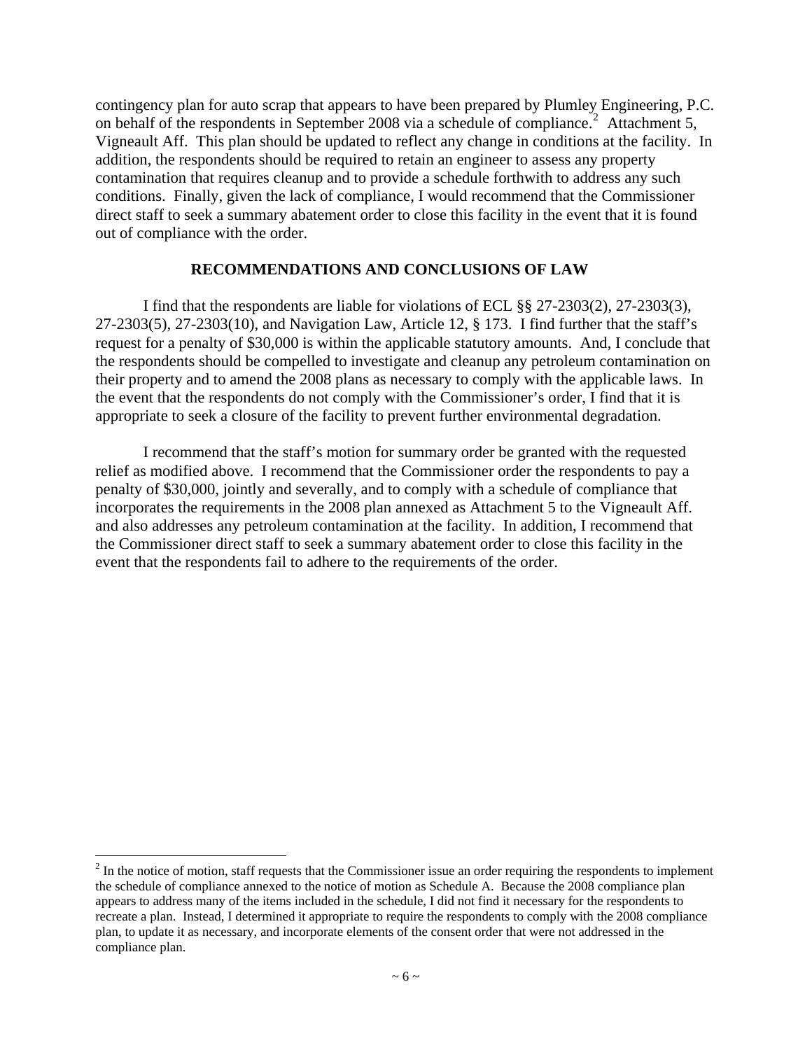contingency plan for auto scrap that appears to have been prepared by Plumley Engineering, P.C. on behalf of the respondents in September 2008 via a schedule of compliance.[2] Attachment 5, Vigneault Aff. This plan should be updated to reflect any change in conditions at the facility. In addition, the respondents should be required to retain an engineer to assess any property contamination that requires cleanup and to provide a schedule forthwith to address any such conditions. Finally, given the lack of compliance, I would recommend that the Commissioner direct staff to seek a summary abatement order to close this facility in the event that it is found out of compliance with the order.

## RECOMMENDATIONS AND CONCLUSIONS OF LAW

I find that the respondents are liable for violations of ECL §§ 27-2303(2), 27-2303(3), 27-2303(5), 27-2303(10), and Navigation Law, Article 12, § 173. I find further that the staff's request for a penalty of $30,000 is within the applicable statutory amounts. And, I conclude that the respondents should be compelled to investigate and cleanup any petroleum contamination on their property and to amend the 2008 plans as necessary to comply with the applicable laws. In the event that the respondents do not comply with the Commissioner's order, I find that it is appropriate to seek a closure of the facility to prevent further environmental degradation.

I recommend that the staff's motion for summary order be granted with the requested relief as modified above. I recommend that the Commissioner order the respondents to pay a penalty of $30,000, jointly and severally, and to comply with a schedule of compliance that incorporates the requirements in the 2008 plan annexed as Attachment 5 to the Vigneault Aff. and also addresses any petroleum contamination at the facility. In addition, I recommend that the Commissioner direct staff to seek a summary abatement order to close this facility in the event that the respondents fail to adhere to the requirements of the order.

---

[2] In the notice of motion, staff requests that the Commissioner issue an order requiring the respondents to implement the schedule of compliance annexed to the notice of motion as Schedule A. Because the 2008 compliance plan appears to address many of the items included in the schedule, I did not find it necessary for the respondents to recreate a plan. Instead, I determined it appropriate to require the respondents to comply with the 2008 compliance plan, to update it as necessary, and incorporate elements of the consent order that were not addressed in the compliance plan.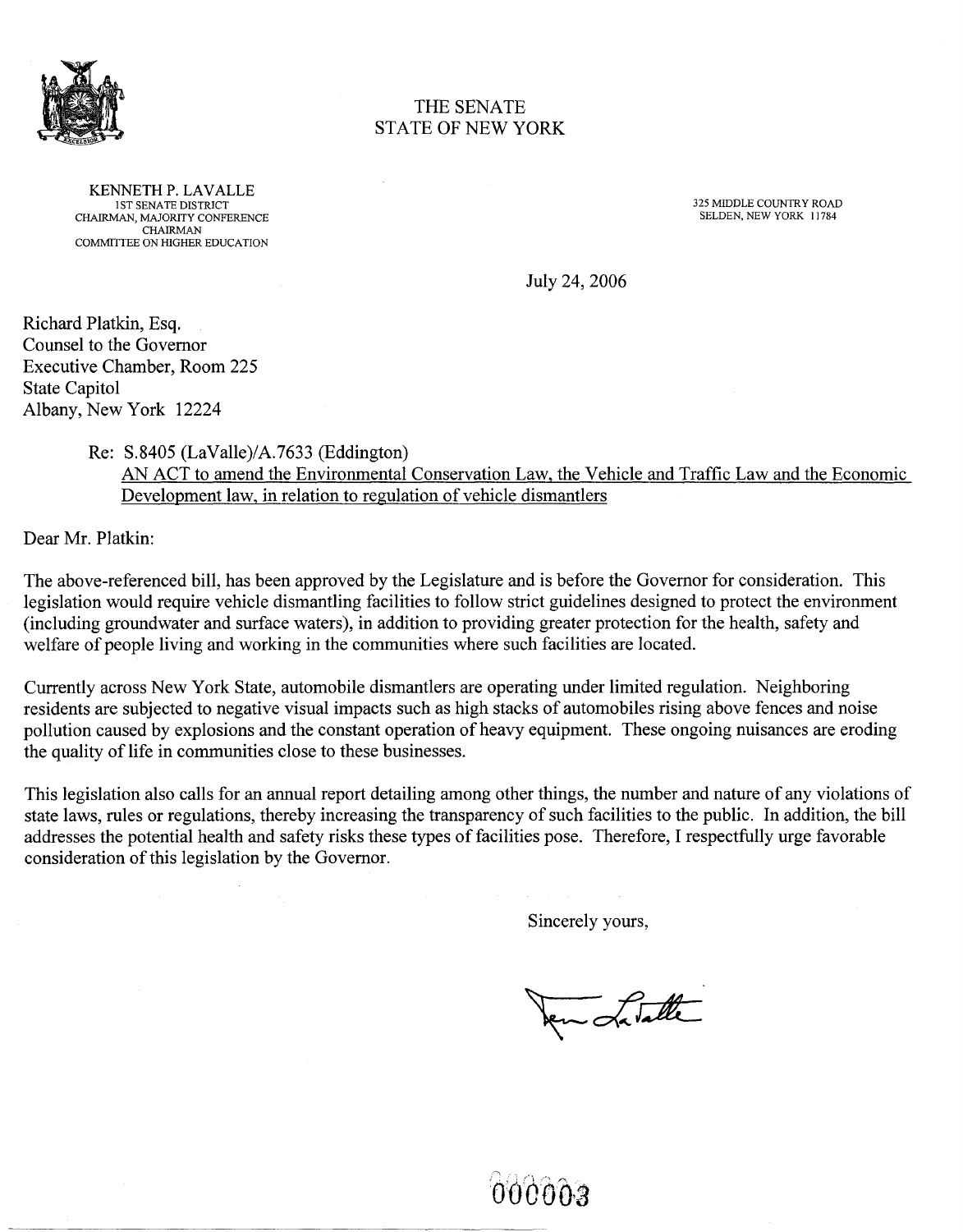# THE SENATE
# STATE OF NEW YORK

KENNETH P. LAVALLE
1ST SENATE DISTRICT
CHAIRMAN, MAJORITY CONFERENCE
CHAIRMAN
COMMITTEE ON HIGHER EDUCATION

325 MIDDLE COUNTRY ROAD
SELDEN, NEW YORK 11784

July 24, 2006

Richard Platkin, Esq.
Counsel to the Governor
Executive Chamber, Room 225
State Capitol
Albany, New York 12224

Re: S.8405 (LaValle)/A.7633 (Eddington)
AN ACT to amend the Environmental Conservation Law, the Vehicle and Traffic Law and the Economic Development law, in relation to regulation of vehicle dismantlers

Dear Mr. Platkin:

The above-referenced bill, has been approved by the Legislature and is before the Governor for consideration. This legislation would require vehicle dismantling facilities to follow strict guidelines designed to protect the environment (including groundwater and surface waters), in addition to providing greater protection for the health, safety and welfare of people living and working in the communities where such facilities are located.

Currently across New York State, automobile dismantlers are operating under limited regulation. Neighboring residents are subjected to negative visual impacts such as high stacks of automobiles rising above fences and noise pollution caused by explosions and the constant operation of heavy equipment. These ongoing nuisances are eroding the quality of life in communities close to these businesses.

This legislation also calls for an annual report detailing among other things, the number and nature of any violations of state laws, rules or regulations, thereby increasing the transparency of such facilities to the public. In addition, the bill addresses the potential health and safety risks these types of facilities pose. Therefore, I respectfully urge favorable consideration of this legislation by the Governor.

Sincerely yours,

Ken LaValle

000003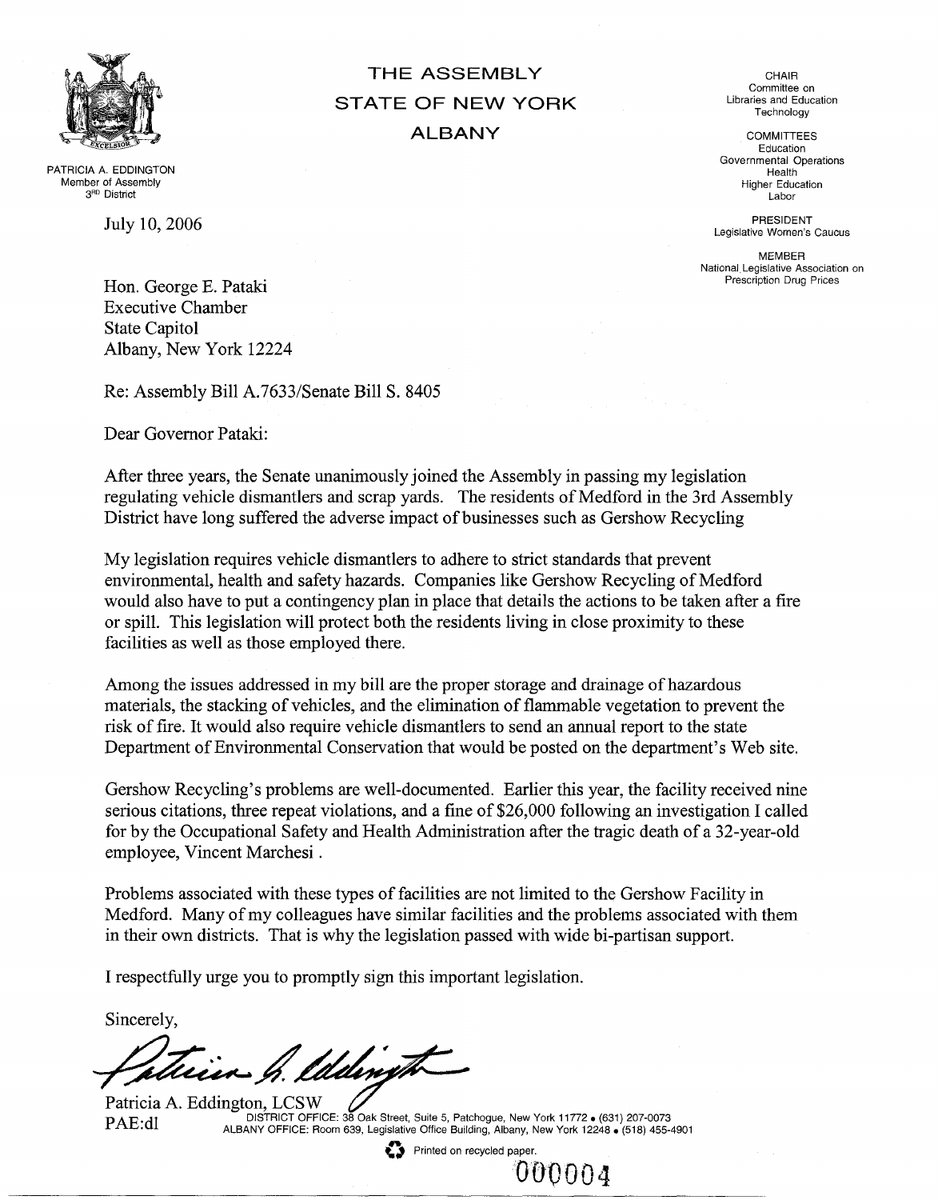PATRICIA A. EDDINGTON
Member of Assembly
3RD District

# THE ASSEMBLY
# STATE OF NEW YORK
# ALBANY

CHAIR
Committee on
Libraries and Education
Technology

COMMITTEES
Education
Governmental Operations
Health
Higher Education
Labor

PRESIDENT
Legislative Women's Caucus

MEMBER
National Legislative Association on
Prescription Drug Prices

July 10, 2006

Hon. George E. Pataki
Executive Chamber
State Capitol
Albany, New York 12224

Re: Assembly Bill A.7633/Senate Bill S. 8405

Dear Governor Pataki:

After three years, the Senate unanimously joined the Assembly in passing my legislation regulating vehicle dismantlers and scrap yards. The residents of Medford in the 3rd Assembly District have long suffered the adverse impact of businesses such as Gershow Recycling

My legislation requires vehicle dismantlers to adhere to strict standards that prevent environmental, health and safety hazards. Companies like Gershow Recycling of Medford would also have to put a contingency plan in place that details the actions to be taken after a fire or spill. This legislation will protect both the residents living in close proximity to these facilities as well as those employed there.

Among the issues addressed in my bill are the proper storage and drainage of hazardous materials, the stacking of vehicles, and the elimination of flammable vegetation to prevent the risk of fire. It would also require vehicle dismantlers to send an annual report to the state Department of Environmental Conservation that would be posted on the department's Web site.

Gershow Recycling's problems are well-documented. Earlier this year, the facility received nine serious citations, three repeat violations, and a fine of $26,000 following an investigation I called for by the Occupational Safety and Health Administration after the tragic death of a 32-year-old employee, Vincent Marchesi .

Problems associated with these types of facilities are not limited to the Gershow Facility in Medford. Many of my colleagues have similar facilities and the problems associated with them in their own districts. That is why the legislation passed with wide bi-partisan support.

I respectfully urge you to promptly sign this important legislation.

Sincerely,

Patricia A. Eddington, LCSW
PAE:dl

DISTRICT OFFICE: 38 Oak Street, Suite 5, Patchogue, New York 11772 • (631) 207-0073
ALBANY OFFICE: Room 639, Legislative Office Building, Albany, New York 12248 • (518) 455-4901

Printed on recycled paper.

000004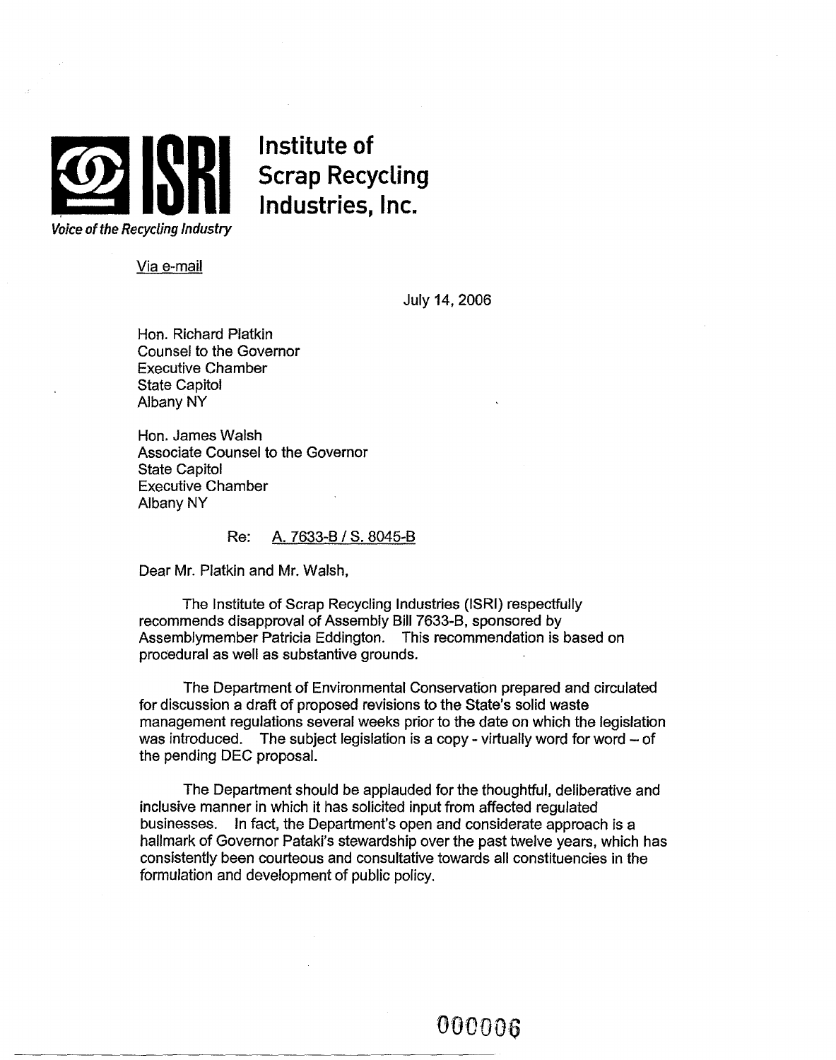# Institute of Scrap Recycling Industries, Inc.

ISRI

*Voice of the Recycling Industry*

Via e-mail

July 14, 2006

Hon. Richard Platkin
Counsel to the Governor
Executive Chamber
State Capitol
Albany NY

Hon. James Walsh
Associate Counsel to the Governor
State Capitol
Executive Chamber
Albany NY

Re: A. 7633-B / S. 8045-B

Dear Mr. Platkin and Mr. Walsh,

The Institute of Scrap Recycling Industries (ISRI) respectfully recommends disapproval of Assembly Bill 7633-B, sponsored by Assemblymember Patricia Eddington. This recommendation is based on procedural as well as substantive grounds.

The Department of Environmental Conservation prepared and circulated for discussion a draft of proposed revisions to the State's solid waste management regulations several weeks prior to the date on which the legislation was introduced. The subject legislation is a copy - virtually word for word – of the pending DEC proposal.

The Department should be applauded for the thoughtful, deliberative and inclusive manner in which it has solicited input from affected regulated businesses. In fact, the Department's open and considerate approach is a hallmark of Governor Pataki's stewardship over the past twelve years, which has consistently been courteous and consultative towards all constituencies in the formulation and development of public policy.

000006